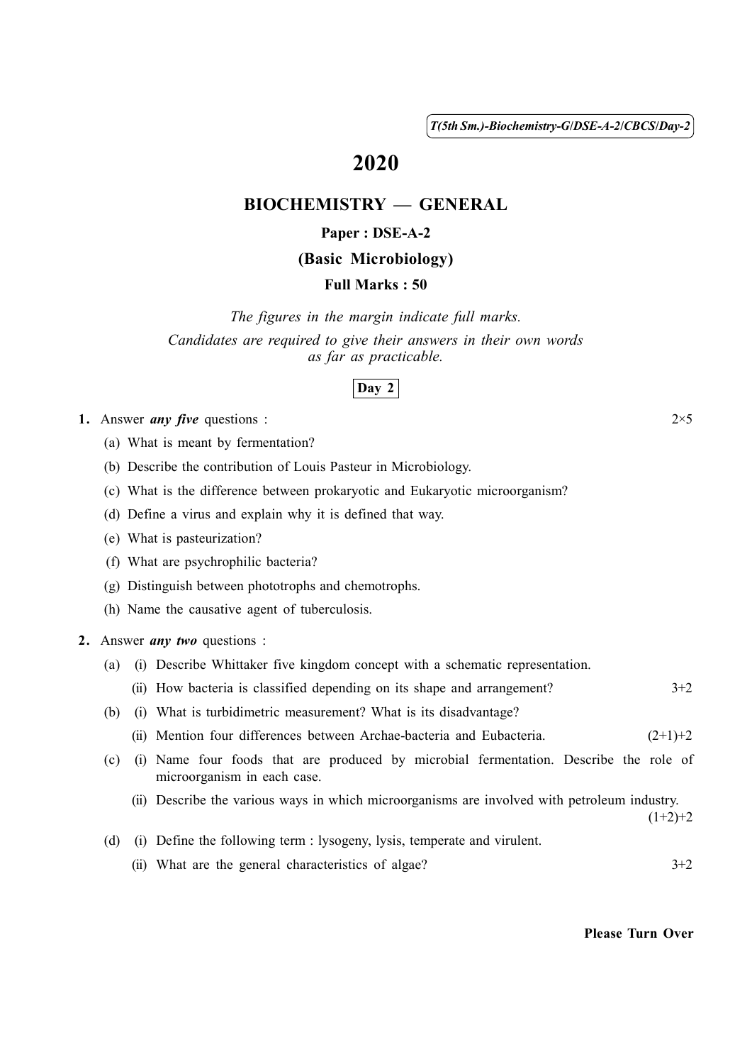# 2020

## BIOCHEMISTRY — GENERAL

### Paper : DSE-A-2

### (Basic Microbiology)

**Full Marks : 50**

*The figures in the margin indicate full marks.*

*Candidates are required to give their answers in their own words as far as practicable.*

**Day 2**

**1.** Answer ***any five*** questions : 2×5

(a) What is meant by fermentation?

(b) Describe the contribution of Louis Pasteur in Microbiology.

(c) What is the difference between prokaryotic and Eukaryotic microorganism?

(d) Define a virus and explain why it is defined that way.

(e) What is pasteurization?

(f) What are psychrophilic bacteria?

(g) Distinguish between phototrophs and chemotrophs.

(h) Name the causative agent of tuberculosis.

**2.** Answer ***any two*** questions :

(a) (i) Describe Whittaker five kingdom concept with a schematic representation.

(ii) How bacteria is classified depending on its shape and arrangement? 3+2

(b) (i) What is turbidimetric measurement? What is its disadvantage?

(ii) Mention four differences between Archae-bacteria and Eubacteria. (2+1)+2

(c) (i) Name four foods that are produced by microbial fermentation. Describe the role of microorganism in each case.

(ii) Describe the various ways in which microorganisms are involved with petroleum industry. (1+2)+2

(d) (i) Define the following term : lysogeny, lysis, temperate and virulent.

(ii) What are the general characteristics of algae? 3+2

**Please Turn Over**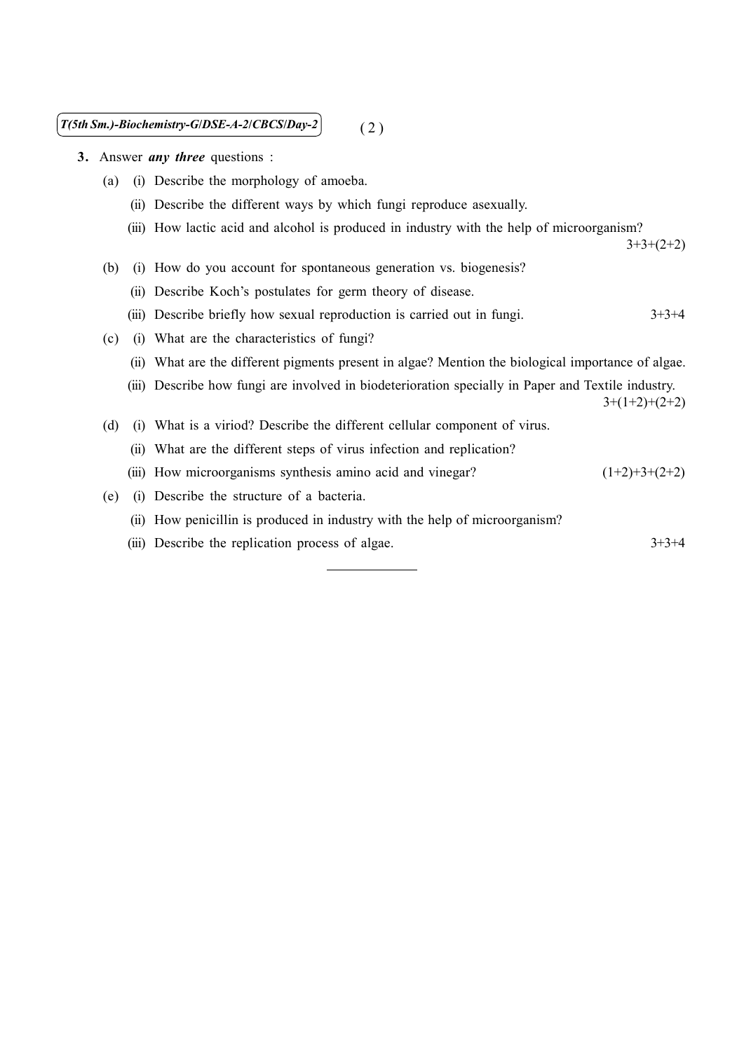3. Answer ***any three*** questions :

(a) (i) Describe the morphology of amoeba.

(ii) Describe the different ways by which fungi reproduce asexually.

(iii) How lactic acid and alcohol is produced in industry with the help of microorganism?

3+3+(2+2)

(b) (i) How do you account for spontaneous generation vs. biogenesis?

(ii) Describe Koch's postulates for germ theory of disease.

(iii) Describe briefly how sexual reproduction is carried out in fungi. 3+3+4

(c) (i) What are the characteristics of fungi?

(ii) What are the different pigments present in algae? Mention the biological importance of algae.

(iii) Describe how fungi are involved in biodeterioration specially in Paper and Textile industry.

3+(1+2)+(2+2)

(d) (i) What is a viriod? Describe the different cellular component of virus.

(ii) What are the different steps of virus infection and replication?

(iii) How microorganisms synthesis amino acid and vinegar? (1+2)+3+(2+2)

(e) (i) Describe the structure of a bacteria.

(ii) How penicillin is produced in industry with the help of microorganism?

(iii) Describe the replication process of algae. 3+3+4